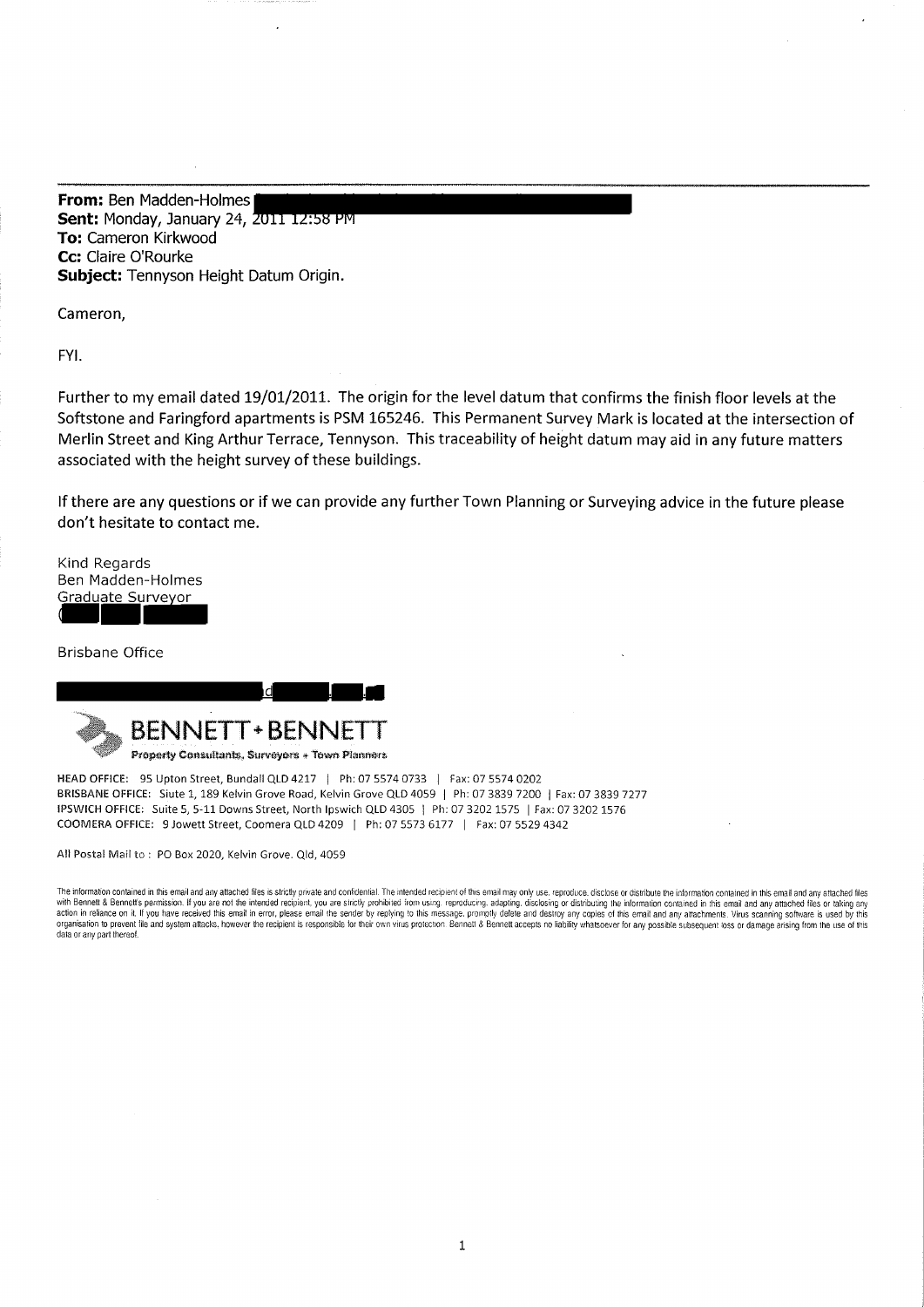**From:** Ben Madden-Holmes
**Sent:** Monday, January 24, 2011 12:58 PM
**To:** Cameron Kirkwood
**Cc:** Claire O'Rourke
**Subject:** Tennyson Height Datum Origin.

Cameron,

FYI.

Further to my email dated 19/01/2011. The origin for the level datum that confirms the finish floor levels at the Softstone and Faringford apartments is PSM 165246. This Permanent Survey Mark is located at the intersection of Merlin Street and King Arthur Terrace, Tennyson. This traceability of height datum may aid in any future matters associated with the height survey of these buildings.

If there are any questions or if we can provide any further Town Planning or Surveying advice in the future please don't hesitate to contact me.

Kind Regards
Ben Madden-Holmes
Graduate Surveyor

Brisbane Office

BENNETT + BENNETT
Property Consultants, Surveyors + Town Planners

HEAD OFFICE: 95 Upton Street, Bundall QLD 4217 | Ph: 07 5574 0733 | Fax: 07 5574 0202
BRISBANE OFFICE: Siute 1, 189 Kelvin Grove Road, Kelvin Grove QLD 4059 | Ph: 07 3839 7200 | Fax: 07 3839 7277
IPSWICH OFFICE: Suite 5, 5-11 Downs Street, North Ipswich QLD 4305 | Ph: 07 3202 1575 | Fax: 07 3202 1576
COOMERA OFFICE: 9 Jowett Street, Coomera QLD 4209 | Ph: 07 5573 6177 | Fax: 07 5529 4342

All Postal Mail to : PO Box 2020, Kelvin Grove. Qld, 4059

The information contained in this email and any attached files is strictly private and confidential. The intended recipient of this email may only use, reproduce, disclose or distribute the information contained in this email and any attached files with Bennett & Bennett's permission. If you are not the intended recipient, you are strictly prohibited from using, reproducing, adapting, disclosing or distributing the information contained in this email and any attached files or taking any action in reliance on it. If you have received this email in error, please email the sender by replying to this message, promptly delete and destroy any copies of this email and any attachments. Virus scanning software is used by this organisation to prevent file and system attacks, however the recipient is responsible for their own virus protection. Bennett & Bennett accepts no liability whatsoever for any possible subsequent loss or damage arising from the use of this data or any part thereof.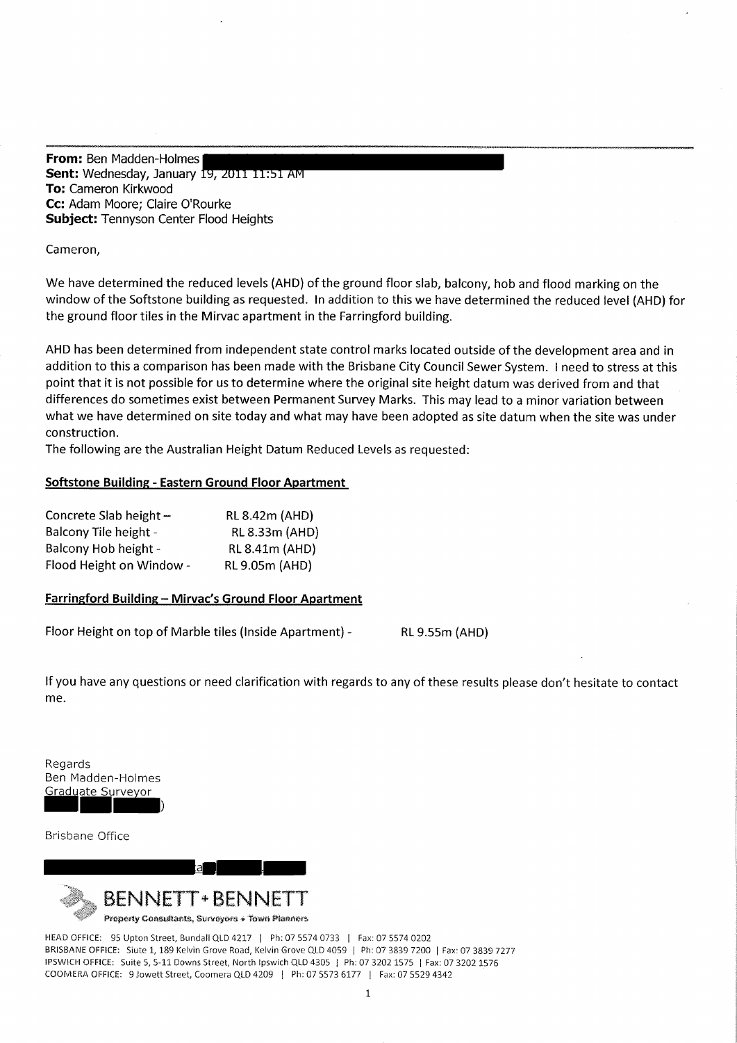**From:** Ben Madden-Holmes
**Sent:** Wednesday, January 19, 2011 11:51 AM
**To:** Cameron Kirkwood
**Cc:** Adam Moore; Claire O'Rourke
**Subject:** Tennyson Center Flood Heights

Cameron,

We have determined the reduced levels (AHD) of the ground floor slab, balcony, hob and flood marking on the window of the Softstone building as requested. In addition to this we have determined the reduced level (AHD) for the ground floor tiles in the Mirvac apartment in the Farringford building.

AHD has been determined from independent state control marks located outside of the development area and in addition to this a comparison has been made with the Brisbane City Council Sewer System. I need to stress at this point that it is not possible for us to determine where the original site height datum was derived from and that differences do sometimes exist between Permanent Survey Marks. This may lead to a minor variation between what we have determined on site today and what may have been adopted as site datum when the site was under construction.

The following are the Australian Height Datum Reduced Levels as requested:

**Softstone Building - Eastern Ground Floor Apartment**

| | |
|---|---|
| Concrete Slab height – | RL 8.42m (AHD) |
| Balcony Tile height - | RL 8.33m (AHD) |
| Balcony Hob height - | RL 8.41m (AHD) |
| Flood Height on Window - | RL 9.05m (AHD) |

**Farringford Building – Mirvac's Ground Floor Apartment**

| | |
|---|---|
| Floor Height on top of Marble tiles (Inside Apartment) - | RL 9.55m (AHD) |

If you have any questions or need clarification with regards to any of these results please don't hesitate to contact me.

Regards
Ben Madden-Holmes
Graduate Surveyor
)

Brisbane Office

BENNETT + BENNETT
Property Consultants, Surveyors + Town Planners

HEAD OFFICE: 95 Upton Street, Bundall QLD 4217 | Ph: 07 5574 0733 | Fax: 07 5574 0202
BRISBANE OFFICE: Siute 1, 189 Kelvin Grove Road, Kelvin Grove QLD 4059 | Ph: 07 3839 7200 | Fax: 07 3839 7277
IPSWICH OFFICE: Suite 5, 5-11 Downs Street, North Ipswich QLD 4305 | Ph: 07 3202 1575 | Fax: 07 3202 1576
COOMERA OFFICE: 9 Jowett Street, Coomera QLD 4209 | Ph: 07 5573 6177 | Fax: 07 5529 4342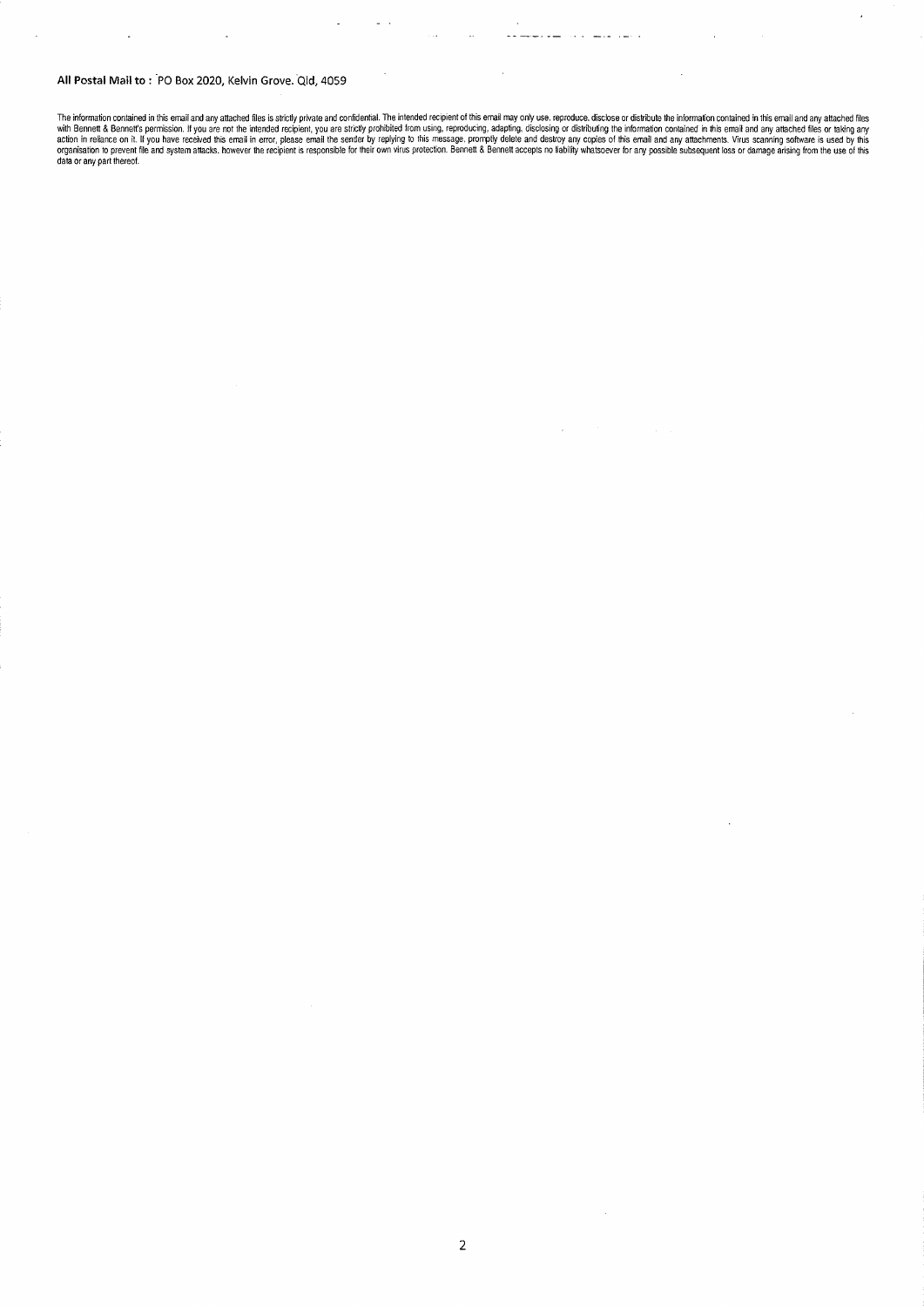**All Postal Mail to :** PO Box 2020, Kelvin Grove. Qld, 4059

The information contained in this email and any attached files is strictly private and confidential. The intended recipient of this email may only use, reproduce, disclose or distribute the information contained in this email and any attached files with Bennett & Bennett's permission. If you are not the intended recipient, you are strictly prohibited from using, reproducing, adapting, disclosing or distributing the information contained in this email and any attached files or taking any action in reliance on it. If you have received this email in error, please email the sender by replying to this message, promptly delete and destroy any copies of this email and any attachments. Virus scanning software is used by this organisation to prevent file and system attacks. however the recipient is responsible for their own virus protection. Bennett & Bennett accepts no liability whatsoever for any possible subsequent loss or damage arising from the use of this data or any part thereof.